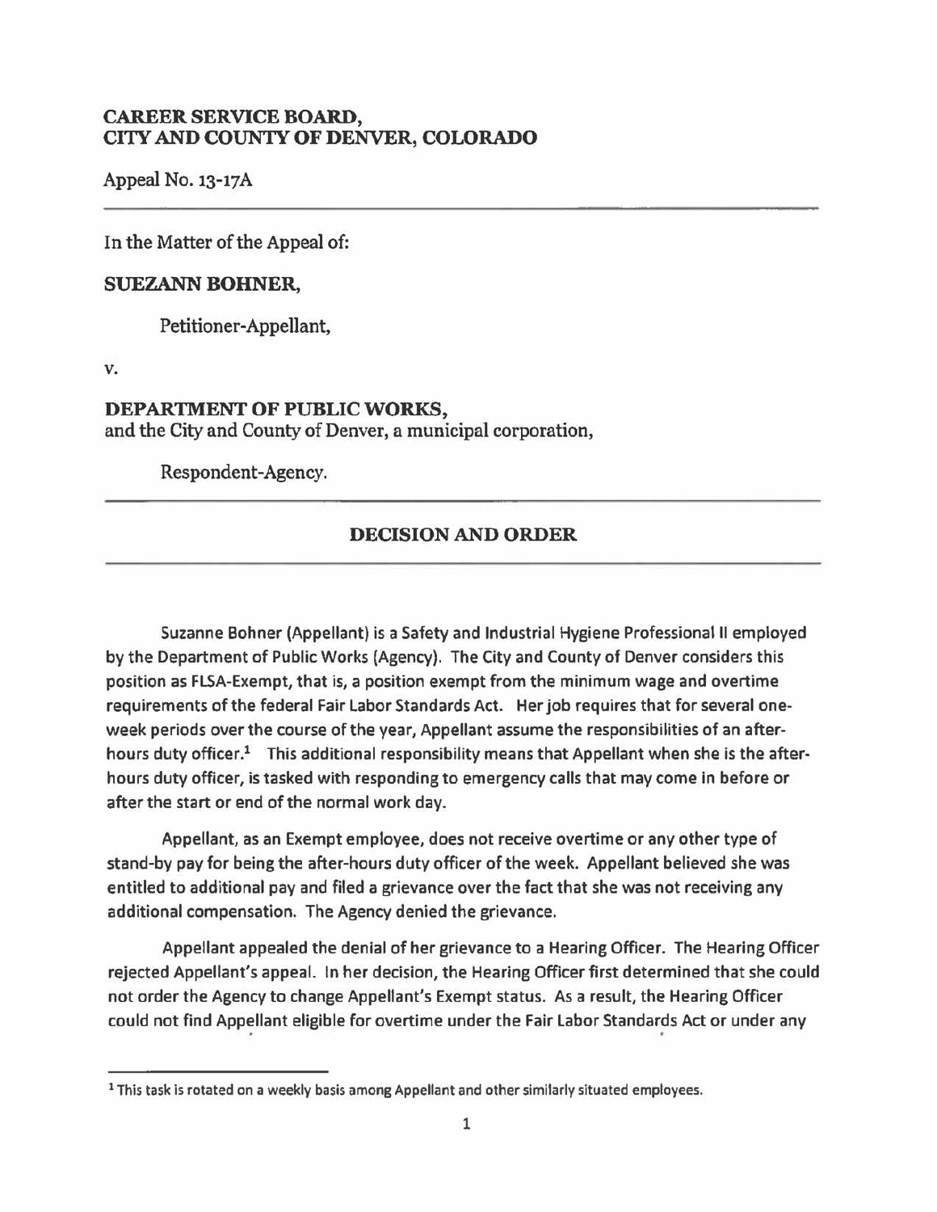**CAREER SERVICE BOARD,**
**CITY AND COUNTY OF DENVER, COLORADO**

Appeal No. 13-17A

---

In the Matter of the Appeal of:

**SUEZANN BOHNER,**

Petitioner-Appellant,

v.

**DEPARTMENT OF PUBLIC WORKS,**
and the City and County of Denver, a municipal corporation,

Respondent-Agency.

---

## DECISION AND ORDER

---

Suzanne Bohner (Appellant) is a Safety and Industrial Hygiene Professional II employed by the Department of Public Works (Agency). The City and County of Denver considers this position as FLSA-Exempt, that is, a position exempt from the minimum wage and overtime requirements of the federal Fair Labor Standards Act. Her job requires that for several one-week periods over the course of the year, Appellant assume the responsibilities of an after-hours duty officer.[1] This additional responsibility means that Appellant when she is the after-hours duty officer, is tasked with responding to emergency calls that may come in before or after the start or end of the normal work day.

Appellant, as an Exempt employee, does not receive overtime or any other type of stand-by pay for being the after-hours duty officer of the week. Appellant believed she was entitled to additional pay and filed a grievance over the fact that she was not receiving any additional compensation. The Agency denied the grievance.

Appellant appealed the denial of her grievance to a Hearing Officer. The Hearing Officer rejected Appellant's appeal. In her decision, the Hearing Officer first determined that she could not order the Agency to change Appellant's Exempt status. As a result, the Hearing Officer could not find Appellant eligible for overtime under the Fair Labor Standards Act or under any

---

[1] This task is rotated on a weekly basis among Appellant and other similarly situated employees.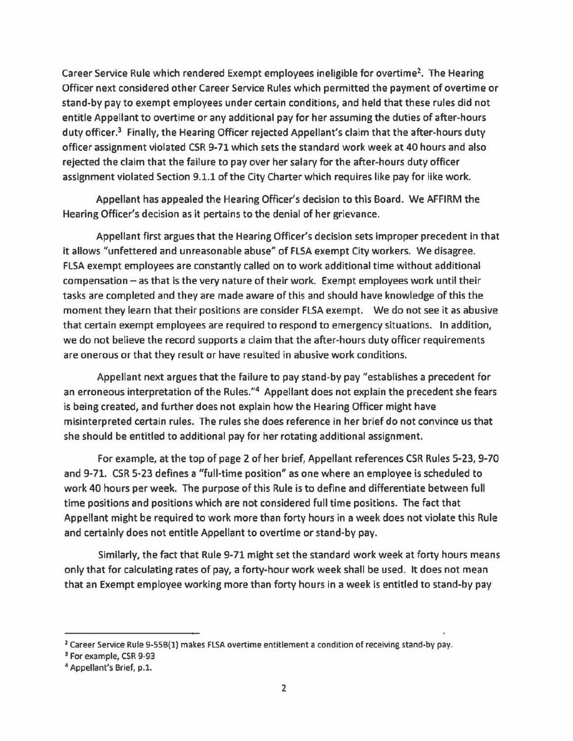Career Service Rule which rendered Exempt employees ineligible for overtime[2]. The Hearing Officer next considered other Career Service Rules which permitted the payment of overtime or stand-by pay to exempt employees under certain conditions, and held that these rules did not entitle Appellant to overtime or any additional pay for her assuming the duties of after-hours duty officer.[3] Finally, the Hearing Officer rejected Appellant's claim that the after-hours duty officer assignment violated CSR 9-71 which sets the standard work week at 40 hours and also rejected the claim that the failure to pay over her salary for the after-hours duty officer assignment violated Section 9.1.1 of the City Charter which requires like pay for like work.

Appellant has appealed the Hearing Officer's decision to this Board. We AFFIRM the Hearing Officer's decision as it pertains to the denial of her grievance.

Appellant first argues that the Hearing Officer's decision sets improper precedent in that it allows "unfettered and unreasonable abuse" of FLSA exempt City workers. We disagree. FLSA exempt employees are constantly called on to work additional time without additional compensation – as that is the very nature of their work. Exempt employees work until their tasks are completed and they are made aware of this and should have knowledge of this the moment they learn that their positions are consider FLSA exempt. We do not see it as abusive that certain exempt employees are required to respond to emergency situations. In addition, we do not believe the record supports a claim that the after-hours duty officer requirements are onerous or that they result or have resulted in abusive work conditions.

Appellant next argues that the failure to pay stand-by pay "establishes a precedent for an erroneous interpretation of the Rules."[4] Appellant does not explain the precedent she fears is being created, and further does not explain how the Hearing Officer might have misinterpreted certain rules. The rules she does reference in her brief do not convince us that she should be entitled to additional pay for her rotating additional assignment.

For example, at the top of page 2 of her brief, Appellant references CSR Rules 5-23, 9-70 and 9-71. CSR 5-23 defines a "full-time position" as one where an employee is scheduled to work 40 hours per week. The purpose of this Rule is to define and differentiate between full time positions and positions which are not considered full time positions. The fact that Appellant might be required to work more than forty hours in a week does not violate this Rule and certainly does not entitle Appellant to overtime or stand-by pay.

Similarly, the fact that Rule 9-71 might set the standard work week at forty hours means only that for calculating rates of pay, a forty-hour work week shall be used. It does not mean that an Exempt employee working more than forty hours in a week is entitled to stand-by pay

---

[2] Career Service Rule 9-55B(1) makes FLSA overtime entitlement a condition of receiving stand-by pay.

[3] For example, CSR 9-93

[4] Appellant's Brief, p.1.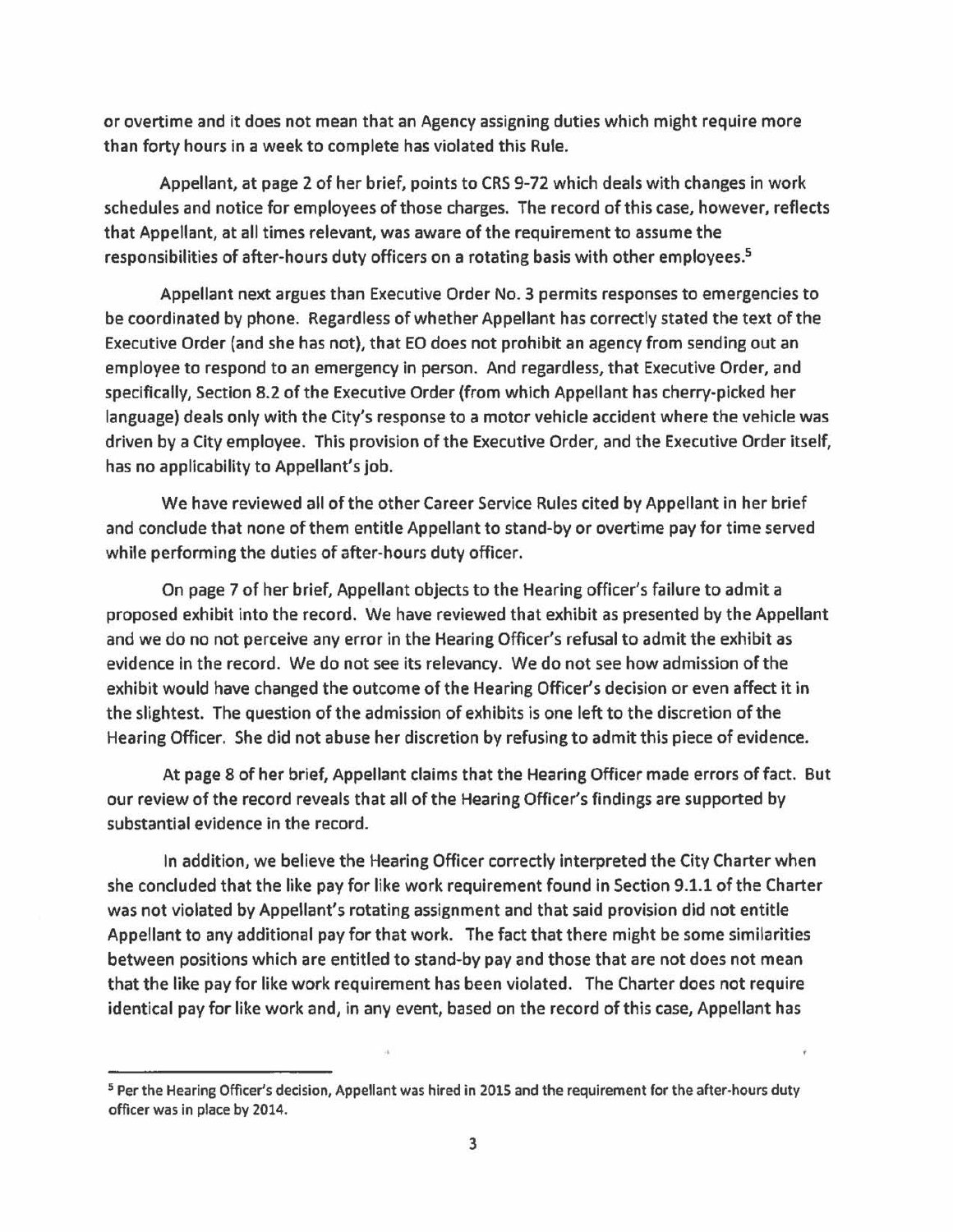or overtime and it does not mean that an Agency assigning duties which might require more than forty hours in a week to complete has violated this Rule.

Appellant, at page 2 of her brief, points to CRS 9-72 which deals with changes in work schedules and notice for employees of those charges. The record of this case, however, reflects that Appellant, at all times relevant, was aware of the requirement to assume the responsibilities of after-hours duty officers on a rotating basis with other employees.[5]

Appellant next argues than Executive Order No. 3 permits responses to emergencies to be coordinated by phone. Regardless of whether Appellant has correctly stated the text of the Executive Order (and she has not), that EO does not prohibit an agency from sending out an employee to respond to an emergency in person. And regardless, that Executive Order, and specifically, Section 8.2 of the Executive Order (from which Appellant has cherry-picked her language) deals only with the City's response to a motor vehicle accident where the vehicle was driven by a City employee. This provision of the Executive Order, and the Executive Order itself, has no applicability to Appellant's job.

We have reviewed all of the other Career Service Rules cited by Appellant in her brief and conclude that none of them entitle Appellant to stand-by or overtime pay for time served while performing the duties of after-hours duty officer.

On page 7 of her brief, Appellant objects to the Hearing officer's failure to admit a proposed exhibit into the record. We have reviewed that exhibit as presented by the Appellant and we do no not perceive any error in the Hearing Officer's refusal to admit the exhibit as evidence in the record. We do not see its relevancy. We do not see how admission of the exhibit would have changed the outcome of the Hearing Officer's decision or even affect it in the slightest. The question of the admission of exhibits is one left to the discretion of the Hearing Officer. She did not abuse her discretion by refusing to admit this piece of evidence.

At page 8 of her brief, Appellant claims that the Hearing Officer made errors of fact. But our review of the record reveals that all of the Hearing Officer's findings are supported by substantial evidence in the record.

In addition, we believe the Hearing Officer correctly interpreted the City Charter when she concluded that the like pay for like work requirement found in Section 9.1.1 of the Charter was not violated by Appellant's rotating assignment and that said provision did not entitle Appellant to any additional pay for that work. The fact that there might be some similarities between positions which are entitled to stand-by pay and those that are not does not mean that the like pay for like work requirement has been violated. The Charter does not require identical pay for like work and, in any event, based on the record of this case, Appellant has

---

[5] Per the Hearing Officer's decision, Appellant was hired in 2015 and the requirement for the after-hours duty officer was in place by 2014.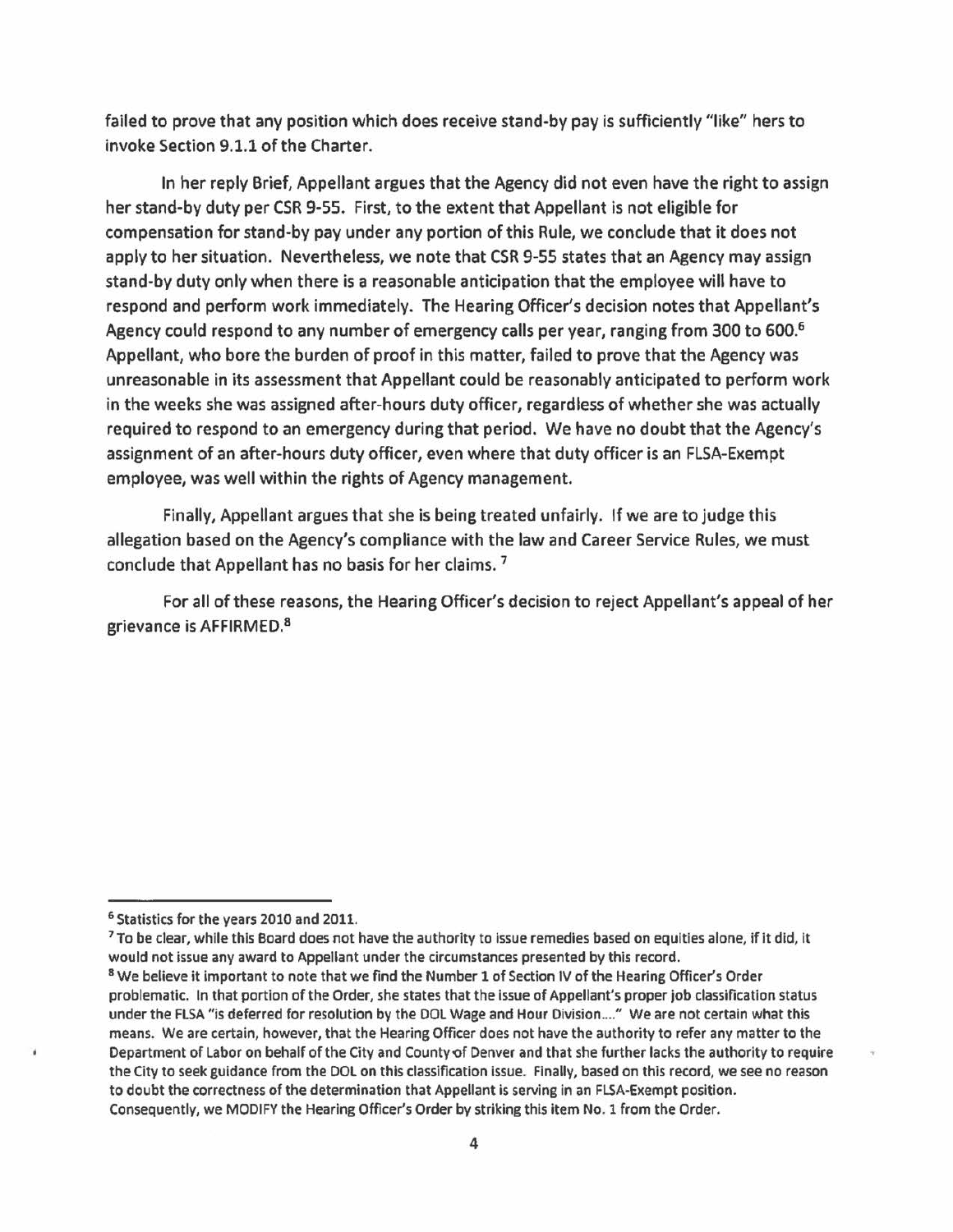failed to prove that any position which does receive stand-by pay is sufficiently "like" hers to invoke Section 9.1.1 of the Charter.

In her reply Brief, Appellant argues that the Agency did not even have the right to assign her stand-by duty per CSR 9-55. First, to the extent that Appellant is not eligible for compensation for stand-by pay under any portion of this Rule, we conclude that it does not apply to her situation. Nevertheless, we note that CSR 9-55 states that an Agency may assign stand-by duty only when there is a reasonable anticipation that the employee will have to respond and perform work immediately. The Hearing Officer's decision notes that Appellant's Agency could respond to any number of emergency calls per year, ranging from 300 to 600.[6] Appellant, who bore the burden of proof in this matter, failed to prove that the Agency was unreasonable in its assessment that Appellant could be reasonably anticipated to perform work in the weeks she was assigned after-hours duty officer, regardless of whether she was actually required to respond to an emergency during that period. We have no doubt that the Agency's assignment of an after-hours duty officer, even where that duty officer is an FLSA-Exempt employee, was well within the rights of Agency management.

Finally, Appellant argues that she is being treated unfairly. If we are to judge this allegation based on the Agency's compliance with the law and Career Service Rules, we must conclude that Appellant has no basis for her claims.[7]

For all of these reasons, the Hearing Officer's decision to reject Appellant's appeal of her grievance is AFFIRMED.[8]

---

[6] Statistics for the years 2010 and 2011.

[7] To be clear, while this Board does not have the authority to issue remedies based on equities alone, if it did, it would not issue any award to Appellant under the circumstances presented by this record.

[8] We believe it important to note that we find the Number 1 of Section IV of the Hearing Officer's Order problematic. In that portion of the Order, she states that the issue of Appellant's proper job classification status under the FLSA "is deferred for resolution by the DOL Wage and Hour Division...." We are not certain what this means. We are certain, however, that the Hearing Officer does not have the authority to refer any matter to the Department of Labor on behalf of the City and County of Denver and that she further lacks the authority to require the City to seek guidance from the DOL on this classification issue. Finally, based on this record, we see no reason to doubt the correctness of the determination that Appellant is serving in an FLSA-Exempt position. Consequently, we MODIFY the Hearing Officer's Order by striking this item No. 1 from the Order.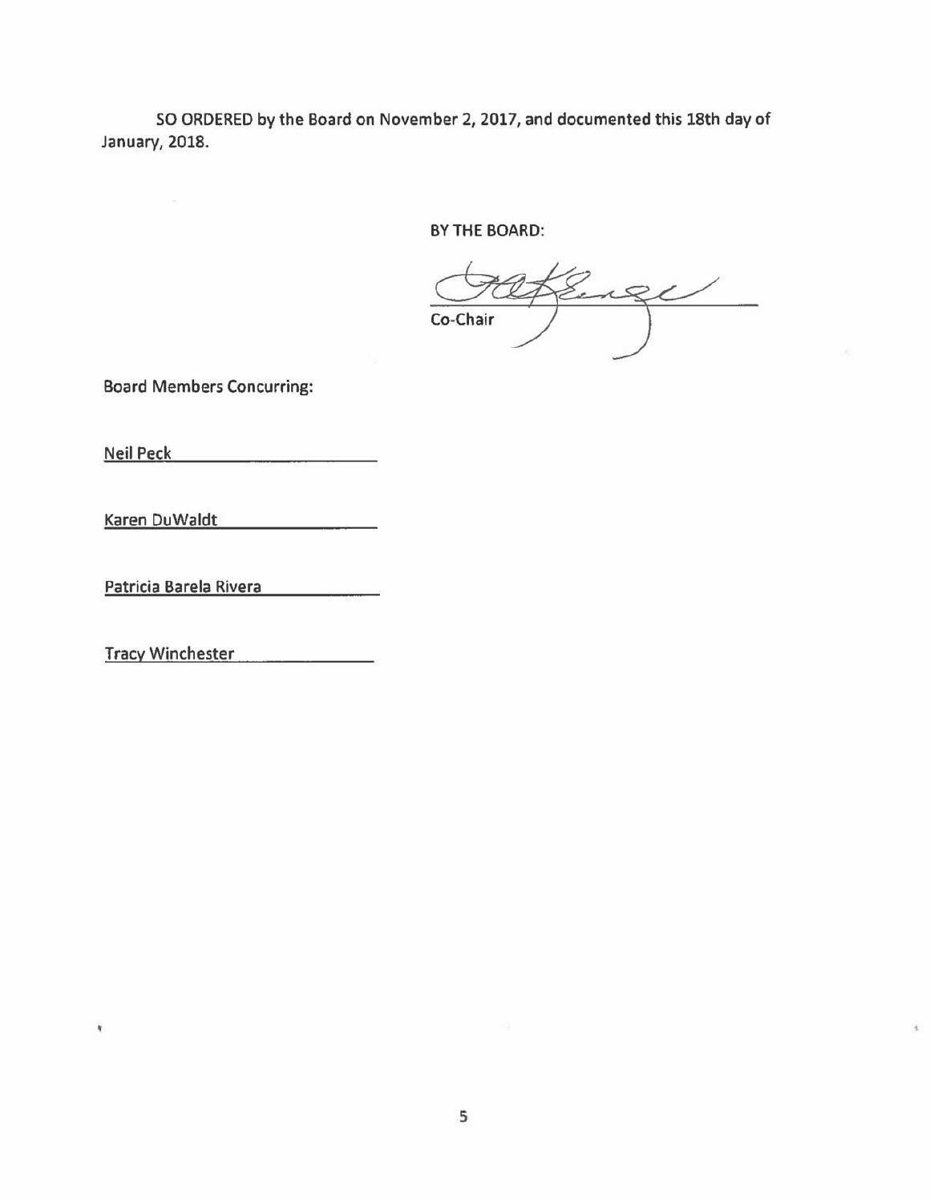SO ORDERED by the Board on November 2, 2017, and documented this 18th day of January, 2018.

BY THE BOARD:

Co-Chair

Board Members Concurring:

Neil Peck

Karen DuWaldt

Patricia Barela Rivera

Tracy Winchester